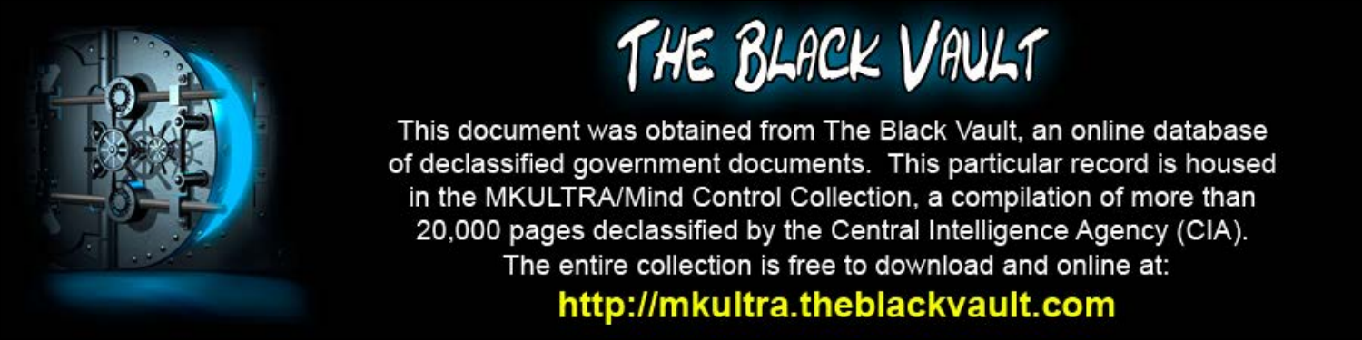# THE BLACK VAULT

This document was obtained from The Black Vault, an online database of declassified government documents. This particular record is housed in the MKULTRA/Mind Control Collection, a compilation of more than 20,000 pages declassified by the Central Intelligence Agency (CIA). The entire collection is free to download and online at:

**http://mkultra.theblackvault.com**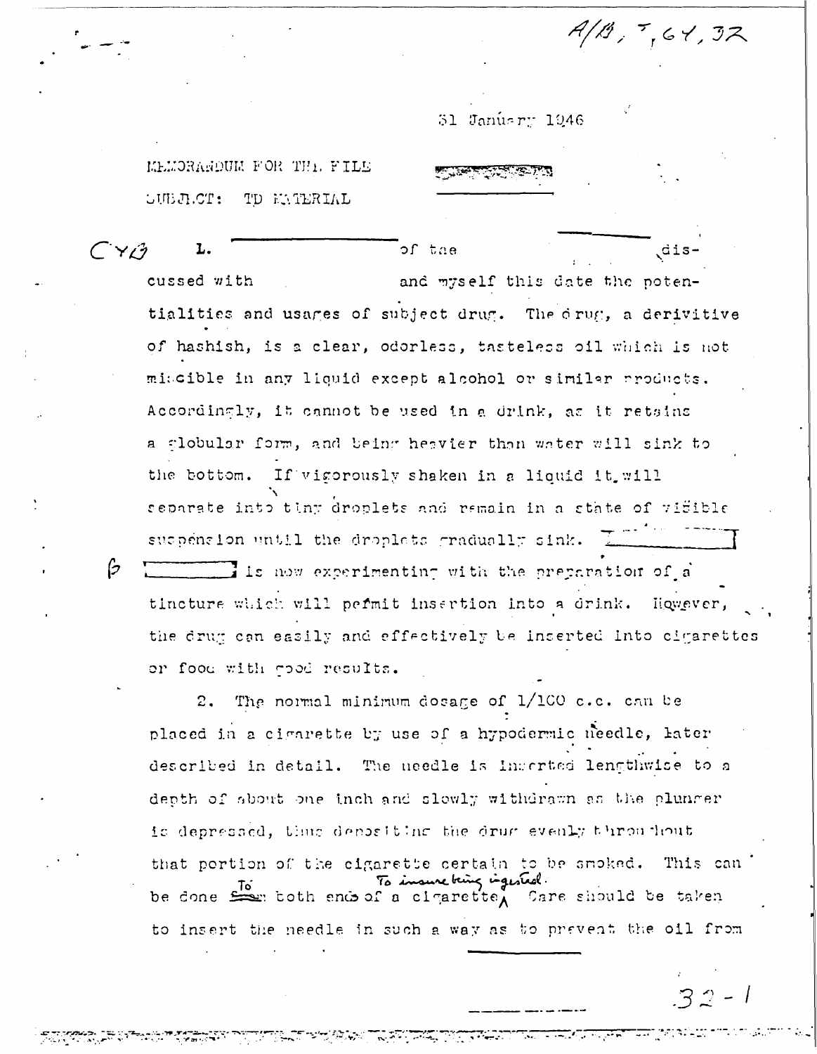A/B, 7, 64, 32

31 January 1946

MEMORANDUM FOR THE FILE

SUBJECT: TD MATERIAL

CYB 1. of the dis-
cussed with and myself this date the poten-
tialities and usages of subject drug. The drug, a derivitive
of hashish, is a clear, odorless, tasteless oil which is not
miscible in any liquid except alcohol or similar products.
Accordingly, it cannot be used in a drink, as it retains
a globular form, and being heavier than water will sink to
the bottom. If vigorously shaken in a liquid it will
separate into tiny droplets and remain in a state of visible
suspension until the droplets gradually sink.
B is now experimenting with the preparation of a
tincture which will permit insertion into a drink. However,
the drug can easily and effectively be inserted into cigarettes
or food with good results.

2. The normal minimum dosage of 1/100 c.c. can be
placed in a cigarette by use of a hypodermic needle, later
described in detail. The needle is inserted lengthwise to a
depth of about one inch and slowly withdrawn as the plunger
is depressed, thus depositing the drug evenly throughout
that portion of the cigarette certain to be smoked. This can
be done To both ends of a cigarette To insure being ingested. Care should be taken
to insert the needle in such a way as to prevent the oil from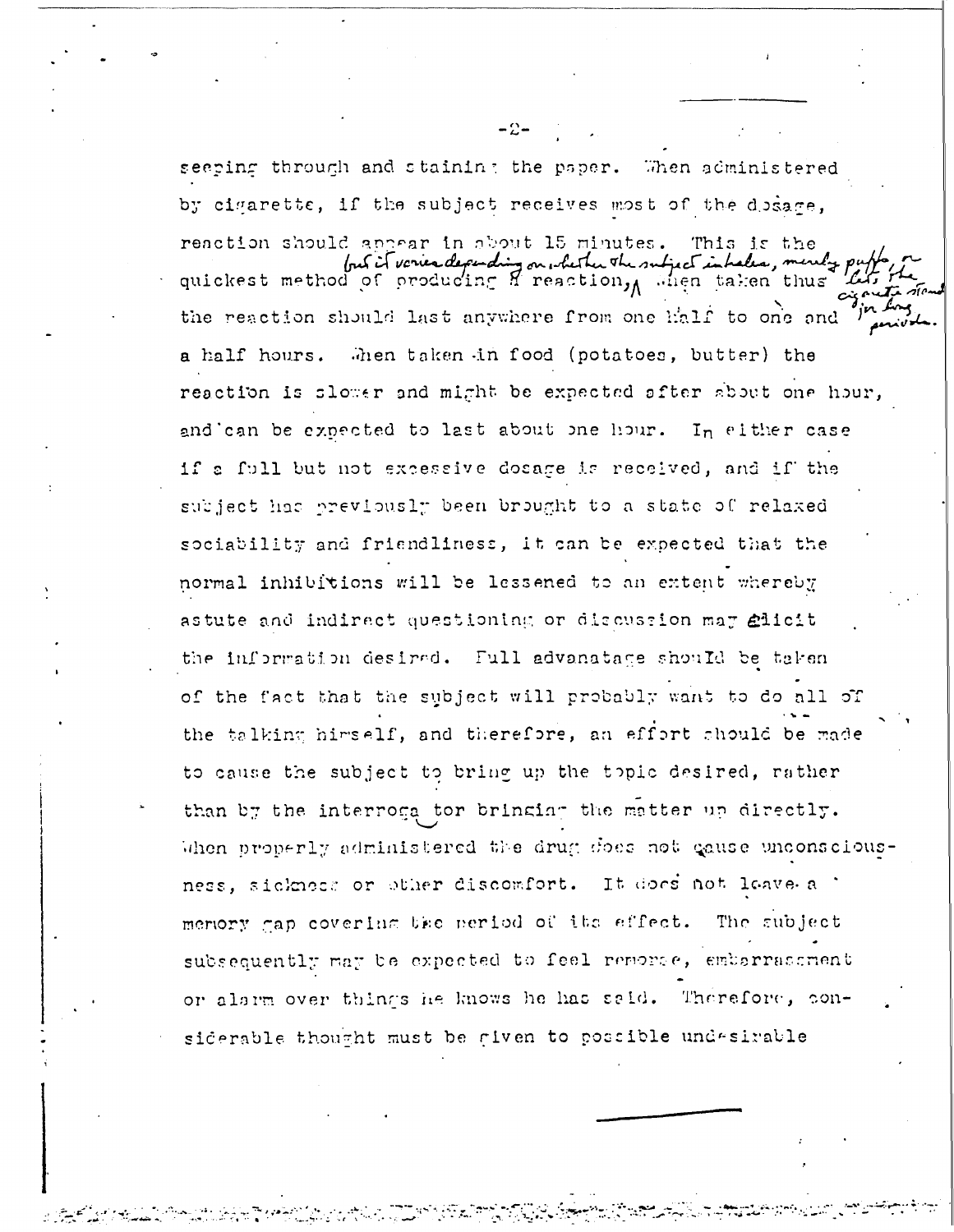seeping through and staining the paper. When administered by cigarette, if the subject receives most of the dosage, reaction should appear in about 15 minutes. This is the quickest method of producing a reaction, but it varies depending on whether the subject inhales, merely puffs, or lets the cigarette stand for long periods. When taken thus the reaction should last anywhere from one half to one and a half hours. When taken in food (potatoes, butter) the reaction is slower and might be expected after about one hour, and can be expected to last about one hour. In either case if a full but not excessive dosage is received, and if the subject has previously been brought to a state of relaxed sociability and friendliness, it can be expected that the normal inhibitions will be lessened to an extent whereby astute and indirect questioning or discussion may elicit the information desired. Full advanatage should be taken of the fact that the subject will probably want to do all of the talking himself, and therefore, an effort should be made to cause the subject to bring up the topic desired, rather than by the interrogator bringing the matter up directly. When properly administered the drug does not cause unconsciousness, sickness or other discomfort. It does not leave a memory gap covering the period of its effect. The subject subsequently may be expected to feel remorse, embarrassment or alarm over things he knows he has said. Therefore, considerable thought must be given to possible undesirable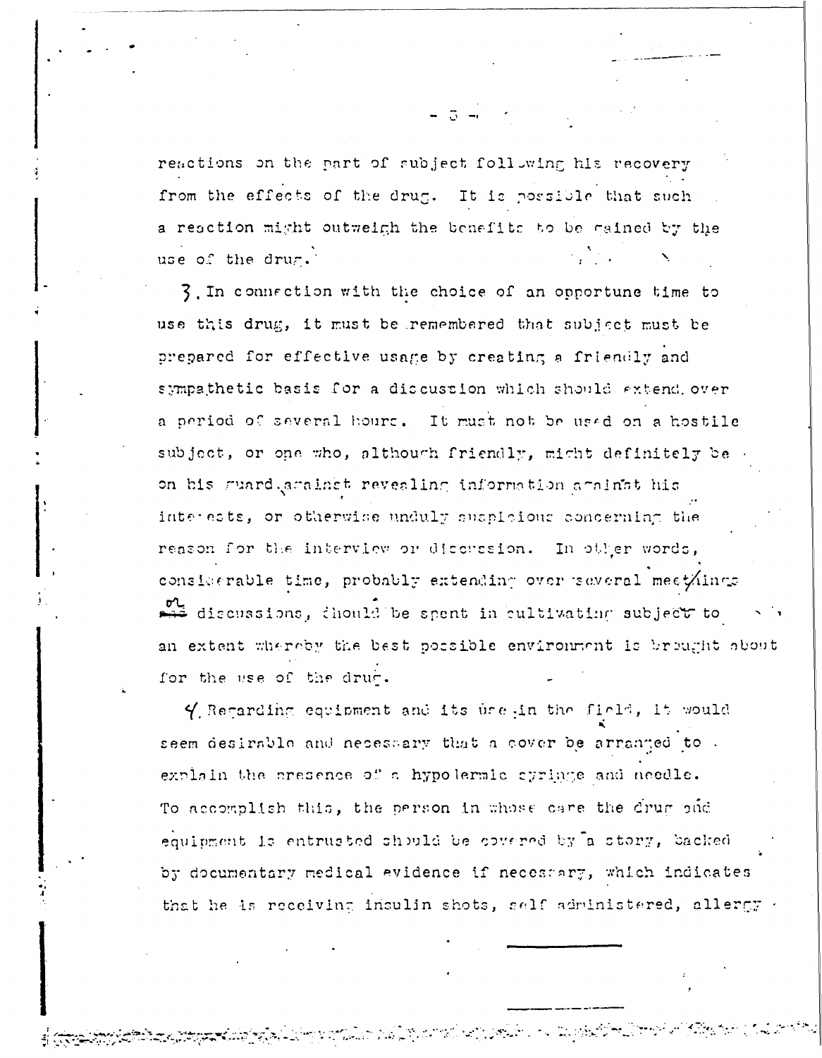reactions on the part of subject following his recovery from the effects of the drug. It is possible that such a reaction might outweigh the benefits to be gained by the use of the drug.

3. In connection with the choice of an opportune time to use this drug, it must be remembered that subject must be prepared for effective usage by creating a friendly and sympathetic basis for a discussion which should extend over a period of several hours. It must not be used on a hostile subject, or one who, although friendly, might definitely be on his guard against revealing information against his interests, or otherwise unduly suspicious concerning the reason for the interview or discussion. In other words, considerable time, probably extending over several meetings or discussions, should be spent in cultivating subject to an extent whereby the best possible environment is brought about for the use of the drug.

4. Regarding equipment and its use in the field, it would seem desirable and necessary that a cover be arranged to explain the presence of a hypodermic syringe and needle. To accomplish this, the person in whose care the drug and equipment is entrusted should be covered by a story, backed by documentary medical evidence if necessary, which indicates that he is receiving insulin shots, self administered, allergy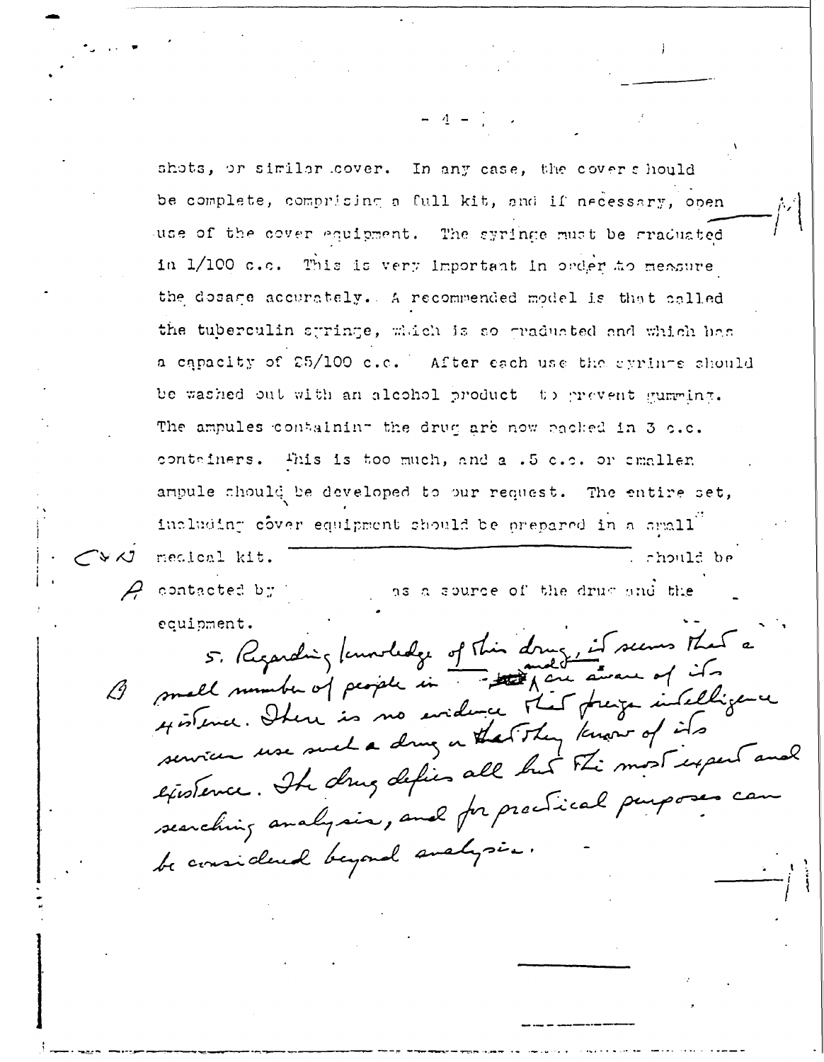shots, or similar cover. In any case, the cover should be complete, comprising a full kit, and if necessary, open use of the cover equipment. The syringe must be graduated in 1/100 c.c. This is very important in order to measure the dosage accurately. A recommended model is that called the tuberculin syringe, which is so graduated and which has a capacity of 25/100 c.c. After each use the syringe should be washed out with an alcohol product to prevent gumming. The ampules containing the drug are now packed in 3 c.c. containers. This is too much, and a .5 c.c. or smaller ampule should be developed to our request. The entire set, including cover equipment should be prepared in a small medical kit. _______________ should be contacted by _______ as a source of the drug and the equipment.

5. Regarding knowledge of this drug, it seems that a small number of people in _______ and _______ are aware of its existence. There is no evidence that foreign intelligence services use such a drug or that they know of its existence. The drug defies all but the most expert and searching analysis, and for practical purposes can be considered beyond analysis.